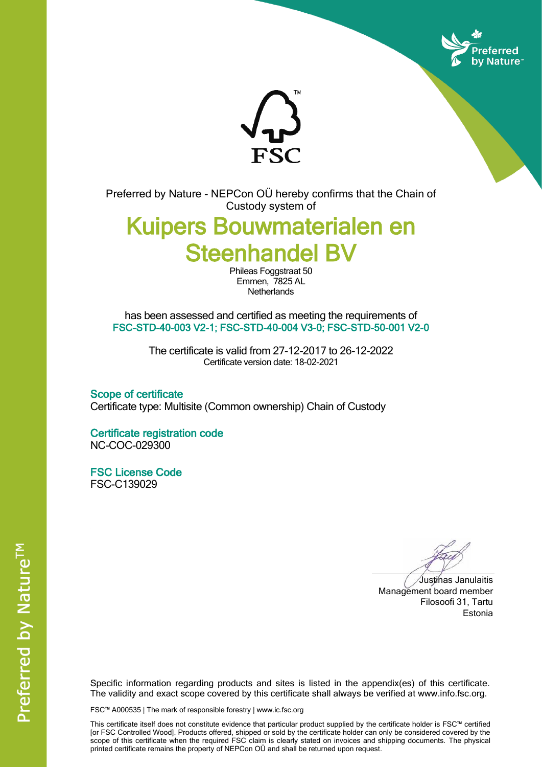Preferred by Nature - NEPCon OÜ hereby confirms that the Chain of Custody system of

# Kuipers Bouwmaterialen en Steenhandel BV

Phileas Foggstraat 50
Emmen, 7825 AL
Netherlands

has been assessed and certified as meeting the requirements of
**FSC-STD-40-003 V2-1; FSC-STD-40-004 V3-0; FSC-STD-50-001 V2-0**

The certificate is valid from 27-12-2017 to 26-12-2022
Certificate version date: 18-02-2021

### Scope of certificate

Certificate type: Multisite (Common ownership) Chain of Custody

### Certificate registration code

NC-COC-029300

### FSC License Code

FSC-C139029

Justinas Janulaitis
Management board member
Filosoofi 31, Tartu
Estonia

Specific information regarding products and sites is listed in the appendix(es) of this certificate. The validity and exact scope covered by this certificate shall always be verified at www.info.fsc.org.

FSC™ A000535 | The mark of responsible forestry | www.ic.fsc.org

This certificate itself does not constitute evidence that particular product supplied by the certificate holder is FSC™ certified [or FSC Controlled Wood]. Products offered, shipped or sold by the certificate holder can only be considered covered by the scope of this certificate when the required FSC claim is clearly stated on invoices and shipping documents. The physical printed certificate remains the property of NEPCon OÜ and shall be returned upon request.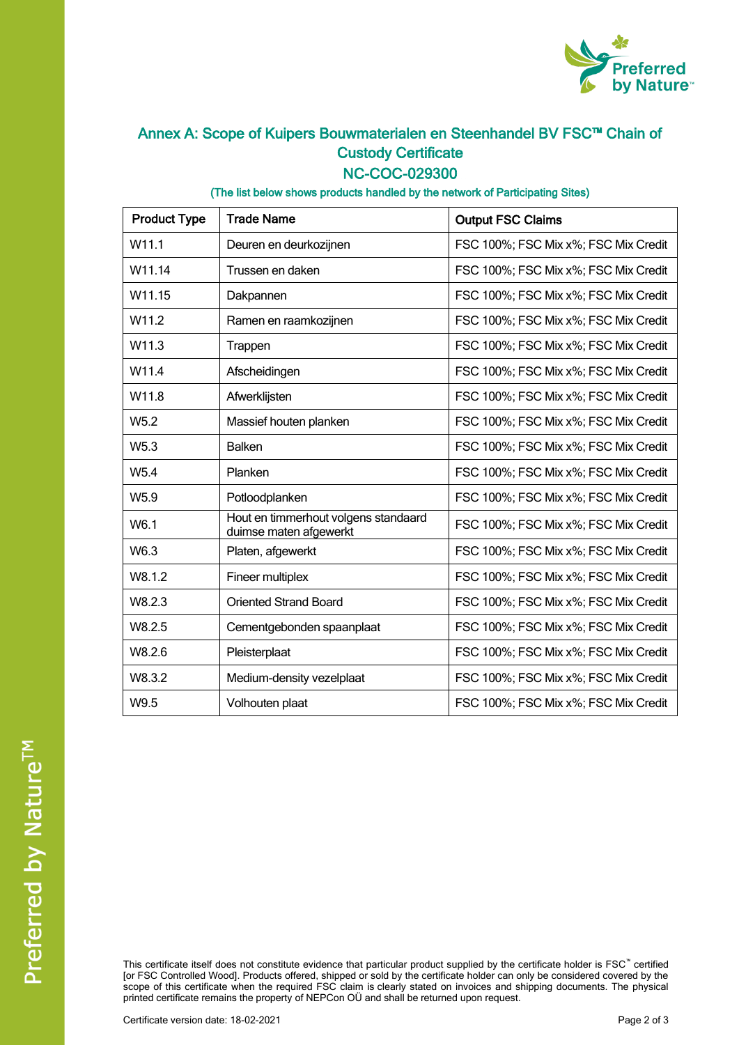## Annex A: Scope of Kuipers Bouwmaterialen en Steenhandel BV FSC™ Chain of Custody Certificate

## NC-COC-029300

(The list below shows products handled by the network of Participating Sites)

| Product Type | Trade Name | Output FSC Claims |
|---|---|---|
| W11.1 | Deuren en deurkozijnen | FSC 100%; FSC Mix x%; FSC Mix Credit |
| W11.14 | Trussen en daken | FSC 100%; FSC Mix x%; FSC Mix Credit |
| W11.15 | Dakpannen | FSC 100%; FSC Mix x%; FSC Mix Credit |
| W11.2 | Ramen en raamkozijnen | FSC 100%; FSC Mix x%; FSC Mix Credit |
| W11.3 | Trappen | FSC 100%; FSC Mix x%; FSC Mix Credit |
| W11.4 | Afscheidingen | FSC 100%; FSC Mix x%; FSC Mix Credit |
| W11.8 | Afwerklijsten | FSC 100%; FSC Mix x%; FSC Mix Credit |
| W5.2 | Massief houten planken | FSC 100%; FSC Mix x%; FSC Mix Credit |
| W5.3 | Balken | FSC 100%; FSC Mix x%; FSC Mix Credit |
| W5.4 | Planken | FSC 100%; FSC Mix x%; FSC Mix Credit |
| W5.9 | Potloodplanken | FSC 100%; FSC Mix x%; FSC Mix Credit |
| W6.1 | Hout en timmerhout volgens standaard duimse maten afgewerkt | FSC 100%; FSC Mix x%; FSC Mix Credit |
| W6.3 | Platen, afgewerkt | FSC 100%; FSC Mix x%; FSC Mix Credit |
| W8.1.2 | Fineer multiplex | FSC 100%; FSC Mix x%; FSC Mix Credit |
| W8.2.3 | Oriented Strand Board | FSC 100%; FSC Mix x%; FSC Mix Credit |
| W8.2.5 | Cementgebonden spaanplaat | FSC 100%; FSC Mix x%; FSC Mix Credit |
| W8.2.6 | Pleisterplaat | FSC 100%; FSC Mix x%; FSC Mix Credit |
| W8.3.2 | Medium-density vezelplaat | FSC 100%; FSC Mix x%; FSC Mix Credit |
| W9.5 | Volhouten plaat | FSC 100%; FSC Mix x%; FSC Mix Credit |

This certificate itself does not constitute evidence that particular product supplied by the certificate holder is FSC™ certified [or FSC Controlled Wood]. Products offered, shipped or sold by the certificate holder can only be considered covered by the scope of this certificate when the required FSC claim is clearly stated on invoices and shipping documents. The physical printed certificate remains the property of NEPCon OÜ and shall be returned upon request.

Certificate version date: 18-02-2021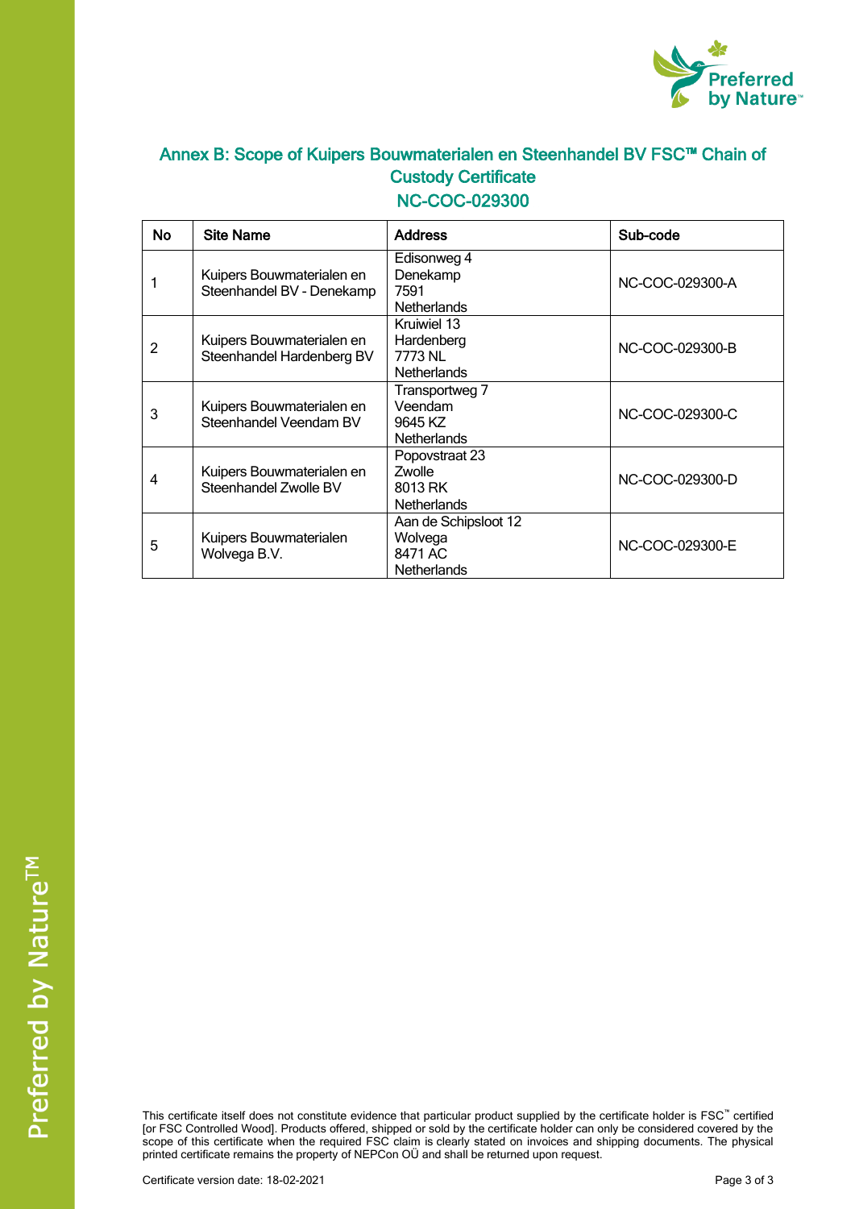## Annex B: Scope of Kuipers Bouwmaterialen en Steenhandel BV FSC™ Chain of Custody Certificate

## NC-COC-029300

| No | Site Name | Address | Sub-code |
|---|---|---|---|
| 1 | Kuipers Bouwmaterialen en Steenhandel BV - Denekamp | Edisonweg 4<br>Denekamp<br>7591<br>Netherlands | NC-COC-029300-A |
| 2 | Kuipers Bouwmaterialen en Steenhandel Hardenberg BV | Kruiwiel 13<br>Hardenberg<br>7773 NL<br>Netherlands | NC-COC-029300-B |
| 3 | Kuipers Bouwmaterialen en Steenhandel Veendam BV | Transportweg 7<br>Veendam<br>9645 KZ<br>Netherlands | NC-COC-029300-C |
| 4 | Kuipers Bouwmaterialen en Steenhandel Zwolle BV | Popovstraat 23<br>Zwolle<br>8013 RK<br>Netherlands | NC-COC-029300-D |
| 5 | Kuipers Bouwmaterialen Wolvega B.V. | Aan de Schipsloot 12<br>Wolvega<br>8471 AC<br>Netherlands | NC-COC-029300-E |

This certificate itself does not constitute evidence that particular product supplied by the certificate holder is FSC™ certified [or FSC Controlled Wood]. Products offered, shipped or sold by the certificate holder can only be considered covered by the scope of this certificate when the required FSC claim is clearly stated on invoices and shipping documents. The physical printed certificate remains the property of NEPCon OÜ and shall be returned upon request.

Certificate version date: 18-02-2021